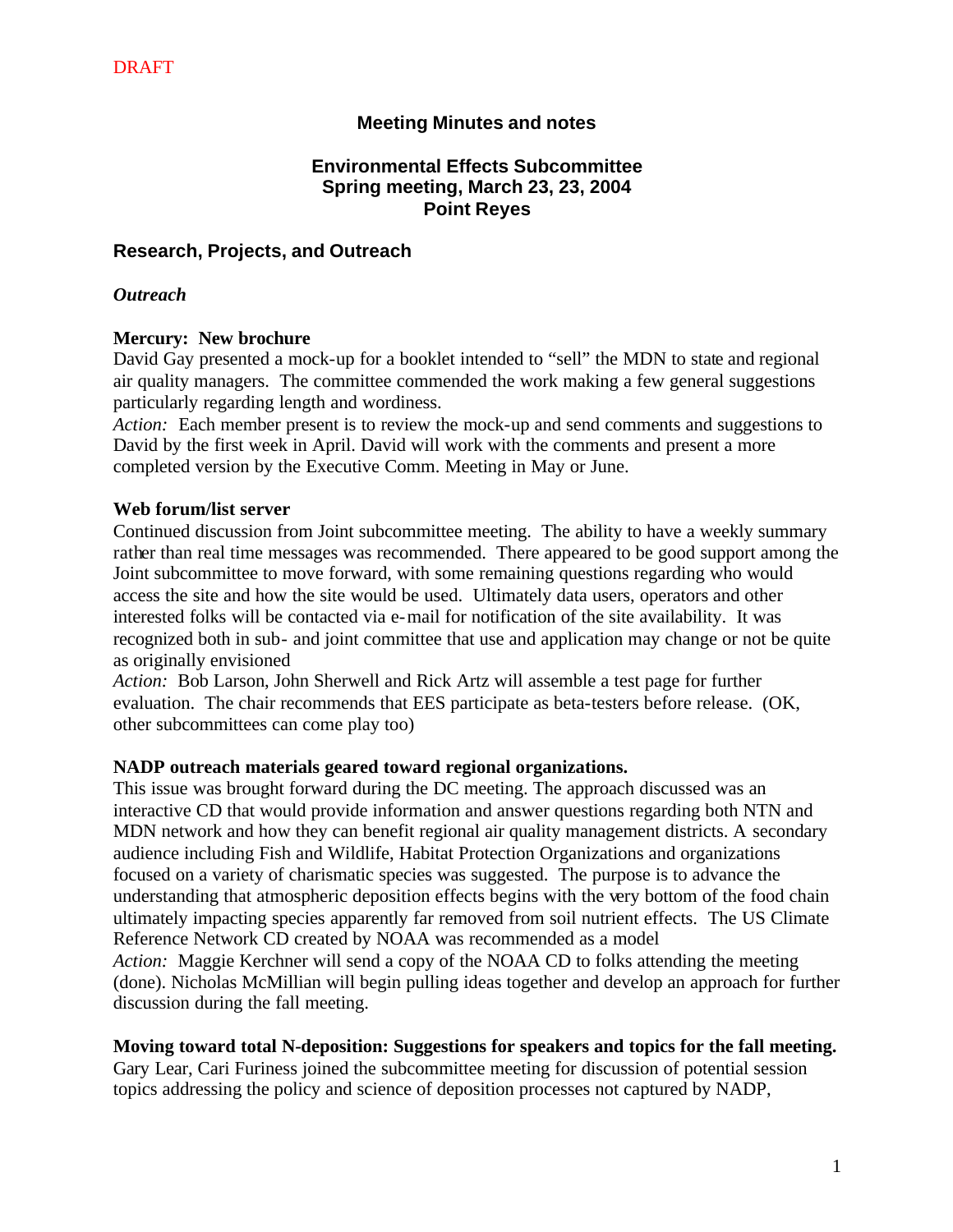DRAFT

# Meeting Minutes and notes

## Environmental Effects Subcommittee
## Spring meeting, March 23, 23, 2004
## Point Reyes

## Research, Projects, and Outreach

### *Outreach*

**Mercury: New brochure**

David Gay presented a mock-up for a booklet intended to "sell" the MDN to state and regional air quality managers. The committee commended the work making a few general suggestions particularly regarding length and wordiness.

*Action:* Each member present is to review the mock-up and send comments and suggestions to David by the first week in April. David will work with the comments and present a more completed version by the Executive Comm. Meeting in May or June.

**Web forum/list server**

Continued discussion from Joint subcommittee meeting. The ability to have a weekly summary rather than real time messages was recommended. There appeared to be good support among the Joint subcommittee to move forward, with some remaining questions regarding who would access the site and how the site would be used. Ultimately data users, operators and other interested folks will be contacted via e-mail for notification of the site availability. It was recognized both in sub- and joint committee that use and application may change or not be quite as originally envisioned

*Action:* Bob Larson, John Sherwell and Rick Artz will assemble a test page for further evaluation. The chair recommends that EES participate as beta-testers before release. (OK, other subcommittees can come play too)

**NADP outreach materials geared toward regional organizations.**

This issue was brought forward during the DC meeting. The approach discussed was an interactive CD that would provide information and answer questions regarding both NTN and MDN network and how they can benefit regional air quality management districts. A secondary audience including Fish and Wildlife, Habitat Protection Organizations and organizations focused on a variety of charismatic species was suggested. The purpose is to advance the understanding that atmospheric deposition effects begins with the very bottom of the food chain ultimately impacting species apparently far removed from soil nutrient effects. The US Climate Reference Network CD created by NOAA was recommended as a model

*Action:* Maggie Kerchner will send a copy of the NOAA CD to folks attending the meeting (done). Nicholas McMillian will begin pulling ideas together and develop an approach for further discussion during the fall meeting.

**Moving toward total N-deposition: Suggestions for speakers and topics for the fall meeting.**

Gary Lear, Cari Furiness joined the subcommittee meeting for discussion of potential session topics addressing the policy and science of deposition processes not captured by NADP,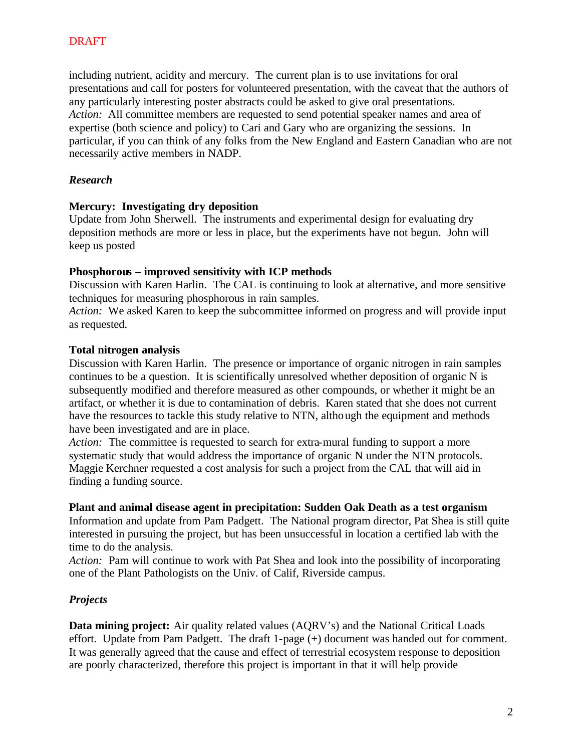DRAFT

including nutrient, acidity and mercury. The current plan is to use invitations for oral presentations and call for posters for volunteered presentation, with the caveat that the authors of any particularly interesting poster abstracts could be asked to give oral presentations.
*Action:* All committee members are requested to send potential speaker names and area of expertise (both science and policy) to Cari and Gary who are organizing the sessions. In particular, if you can think of any folks from the New England and Eastern Canadian who are not necessarily active members in NADP.

***Research***

**Mercury: Investigating dry deposition**
Update from John Sherwell. The instruments and experimental design for evaluating dry deposition methods are more or less in place, but the experiments have not begun. John will keep us posted

**Phosphorous – improved sensitivity with ICP methods**
Discussion with Karen Harlin. The CAL is continuing to look at alternative, and more sensitive techniques for measuring phosphorous in rain samples.
*Action:* We asked Karen to keep the subcommittee informed on progress and will provide input as requested.

**Total nitrogen analysis**
Discussion with Karen Harlin. The presence or importance of organic nitrogen in rain samples continues to be a question. It is scientifically unresolved whether deposition of organic N is subsequently modified and therefore measured as other compounds, or whether it might be an artifact, or whether it is due to contamination of debris. Karen stated that she does not current have the resources to tackle this study relative to NTN, although the equipment and methods have been investigated and are in place.
*Action:* The committee is requested to search for extra-mural funding to support a more systematic study that would address the importance of organic N under the NTN protocols. Maggie Kerchner requested a cost analysis for such a project from the CAL that will aid in finding a funding source.

**Plant and animal disease agent in precipitation: Sudden Oak Death as a test organism**
Information and update from Pam Padgett. The National program director, Pat Shea is still quite interested in pursuing the project, but has been unsuccessful in location a certified lab with the time to do the analysis.
*Action:* Pam will continue to work with Pat Shea and look into the possibility of incorporating one of the Plant Pathologists on the Univ. of Calif, Riverside campus.

***Projects***

**Data mining project:** Air quality related values (AQRV's) and the National Critical Loads effort. Update from Pam Padgett. The draft 1-page (+) document was handed out for comment. It was generally agreed that the cause and effect of terrestrial ecosystem response to deposition are poorly characterized, therefore this project is important in that it will help provide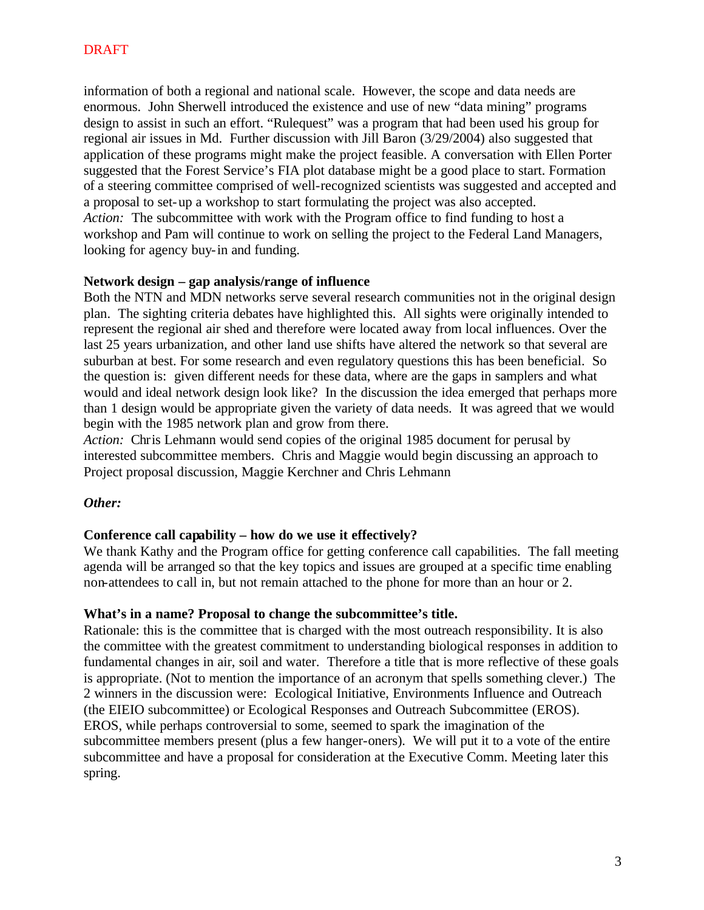DRAFT

information of both a regional and national scale. However, the scope and data needs are enormous. John Sherwell introduced the existence and use of new "data mining" programs design to assist in such an effort. "Rulequest" was a program that had been used his group for regional air issues in Md. Further discussion with Jill Baron (3/29/2004) also suggested that application of these programs might make the project feasible. A conversation with Ellen Porter suggested that the Forest Service's FIA plot database might be a good place to start. Formation of a steering committee comprised of well-recognized scientists was suggested and accepted and a proposal to set-up a workshop to start formulating the project was also accepted.
*Action:* The subcommittee with work with the Program office to find funding to host a workshop and Pam will continue to work on selling the project to the Federal Land Managers, looking for agency buy-in and funding.

**Network design – gap analysis/range of influence**
Both the NTN and MDN networks serve several research communities not in the original design plan. The sighting criteria debates have highlighted this. All sights were originally intended to represent the regional air shed and therefore were located away from local influences. Over the last 25 years urbanization, and other land use shifts have altered the network so that several are suburban at best. For some research and even regulatory questions this has been beneficial. So the question is: given different needs for these data, where are the gaps in samplers and what would and ideal network design look like? In the discussion the idea emerged that perhaps more than 1 design would be appropriate given the variety of data needs. It was agreed that we would begin with the 1985 network plan and grow from there.
*Action:* Chris Lehmann would send copies of the original 1985 document for perusal by interested subcommittee members. Chris and Maggie would begin discussing an approach to Project proposal discussion, Maggie Kerchner and Chris Lehmann

***Other:***

**Conference call capability – how do we use it effectively?**
We thank Kathy and the Program office for getting conference call capabilities. The fall meeting agenda will be arranged so that the key topics and issues are grouped at a specific time enabling non-attendees to call in, but not remain attached to the phone for more than an hour or 2.

**What's in a name? Proposal to change the subcommittee's title.**
Rationale: this is the committee that is charged with the most outreach responsibility. It is also the committee with the greatest commitment to understanding biological responses in addition to fundamental changes in air, soil and water. Therefore a title that is more reflective of these goals is appropriate. (Not to mention the importance of an acronym that spells something clever.) The 2 winners in the discussion were: Ecological Initiative, Environments Influence and Outreach (the EIEIO subcommittee) or Ecological Responses and Outreach Subcommittee (EROS). EROS, while perhaps controversial to some, seemed to spark the imagination of the subcommittee members present (plus a few hanger-oners). We will put it to a vote of the entire subcommittee and have a proposal for consideration at the Executive Comm. Meeting later this spring.